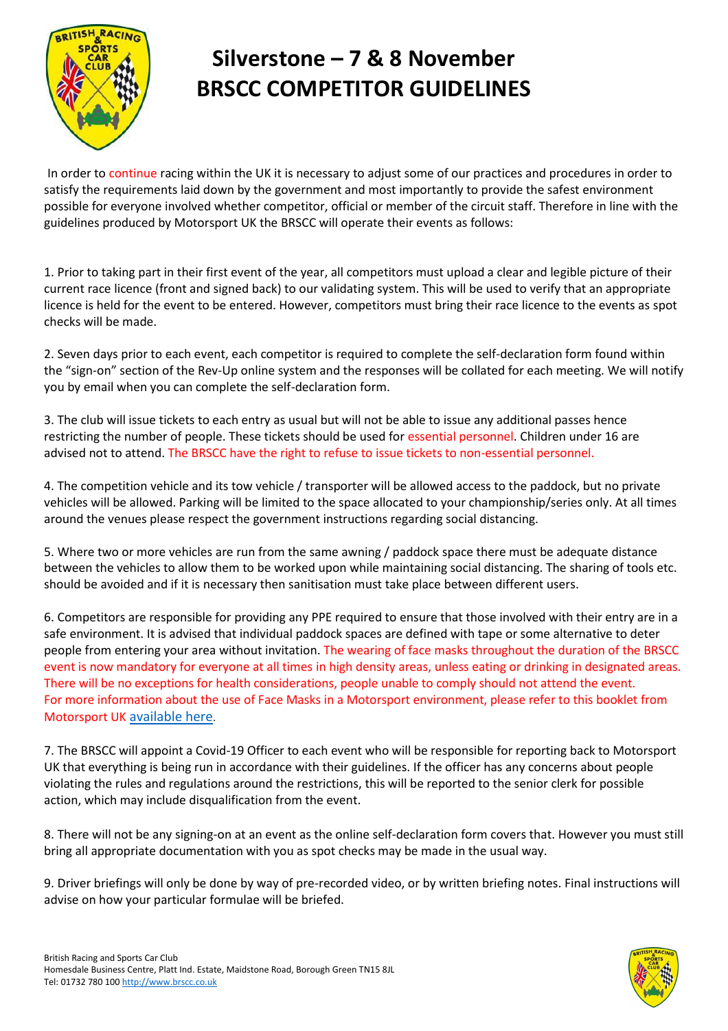# Silverstone – 7 & 8 November
# BRSCC COMPETITOR GUIDELINES

In order to continue racing within the UK it is necessary to adjust some of our practices and procedures in order to satisfy the requirements laid down by the government and most importantly to provide the safest environment possible for everyone involved whether competitor, official or member of the circuit staff. Therefore in line with the guidelines produced by Motorsport UK the BRSCC will operate their events as follows:

1. Prior to taking part in their first event of the year, all competitors must upload a clear and legible picture of their current race licence (front and signed back) to our validating system. This will be used to verify that an appropriate licence is held for the event to be entered. However, competitors must bring their race licence to the events as spot checks will be made.

2. Seven days prior to each event, each competitor is required to complete the self-declaration form found within the "sign-on" section of the Rev-Up online system and the responses will be collated for each meeting. We will notify you by email when you can complete the self-declaration form.

3. The club will issue tickets to each entry as usual but will not be able to issue any additional passes hence restricting the number of people. These tickets should be used for essential personnel. Children under 16 are advised not to attend. The BRSCC have the right to refuse to issue tickets to non-essential personnel.

4. The competition vehicle and its tow vehicle / transporter will be allowed access to the paddock, but no private vehicles will be allowed. Parking will be limited to the space allocated to your championship/series only. At all times around the venues please respect the government instructions regarding social distancing.

5. Where two or more vehicles are run from the same awning / paddock space there must be adequate distance between the vehicles to allow them to be worked upon while maintaining social distancing. The sharing of tools etc. should be avoided and if it is necessary then sanitisation must take place between different users.

6. Competitors are responsible for providing any PPE required to ensure that those involved with their entry are in a safe environment. It is advised that individual paddock spaces are defined with tape or some alternative to deter people from entering your area without invitation. The wearing of face masks throughout the duration of the BRSCC event is now mandatory for everyone at all times in high density areas, unless eating or drinking in designated areas. There will be no exceptions for health considerations, people unable to comply should not attend the event. For more information about the use of Face Masks in a Motorsport environment, please refer to this booklet from Motorsport UK available here.

7. The BRSCC will appoint a Covid-19 Officer to each event who will be responsible for reporting back to Motorsport UK that everything is being run in accordance with their guidelines. If the officer has any concerns about people violating the rules and regulations around the restrictions, this will be reported to the senior clerk for possible action, which may include disqualification from the event.

8. There will not be any signing-on at an event as the online self-declaration form covers that. However you must still bring all appropriate documentation with you as spot checks may be made in the usual way.

9. Driver briefings will only be done by way of pre-recorded video, or by written briefing notes. Final instructions will advise on how your particular formulae will be briefed.

British Racing and Sports Car Club
Homesdale Business Centre, Platt Ind. Estate, Maidstone Road, Borough Green TN15 8JL
Tel: 01732 780 100 http://www.brscc.co.uk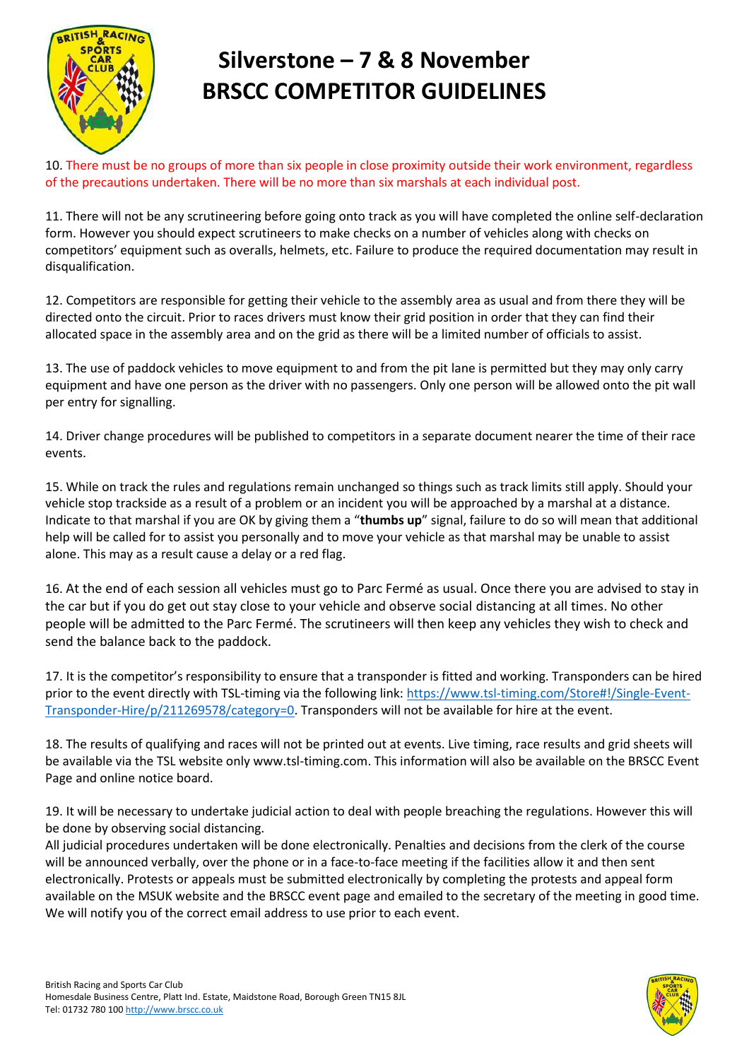# Silverstone – 7 & 8 November
# BRSCC COMPETITOR GUIDELINES

10. There must be no groups of more than six people in close proximity outside their work environment, regardless of the precautions undertaken. There will be no more than six marshals at each individual post.

11. There will not be any scrutineering before going onto track as you will have completed the online self-declaration form. However you should expect scrutineers to make checks on a number of vehicles along with checks on competitors' equipment such as overalls, helmets, etc. Failure to produce the required documentation may result in disqualification.

12. Competitors are responsible for getting their vehicle to the assembly area as usual and from there they will be directed onto the circuit. Prior to races drivers must know their grid position in order that they can find their allocated space in the assembly area and on the grid as there will be a limited number of officials to assist.

13. The use of paddock vehicles to move equipment to and from the pit lane is permitted but they may only carry equipment and have one person as the driver with no passengers. Only one person will be allowed onto the pit wall per entry for signalling.

14. Driver change procedures will be published to competitors in a separate document nearer the time of their race events.

15. While on track the rules and regulations remain unchanged so things such as track limits still apply. Should your vehicle stop trackside as a result of a problem or an incident you will be approached by a marshal at a distance. Indicate to that marshal if you are OK by giving them a "**thumbs up**" signal, failure to do so will mean that additional help will be called for to assist you personally and to move your vehicle as that marshal may be unable to assist alone. This may as a result cause a delay or a red flag.

16. At the end of each session all vehicles must go to Parc Fermé as usual. Once there you are advised to stay in the car but if you do get out stay close to your vehicle and observe social distancing at all times. No other people will be admitted to the Parc Fermé. The scrutineers will then keep any vehicles they wish to check and send the balance back to the paddock.

17. It is the competitor's responsibility to ensure that a transponder is fitted and working. Transponders can be hired prior to the event directly with TSL-timing via the following link: https://www.tsl-timing.com/Store#!/Single-Event-Transponder-Hire/p/211269578/category=0. Transponders will not be available for hire at the event.

18. The results of qualifying and races will not be printed out at events. Live timing, race results and grid sheets will be available via the TSL website only www.tsl-timing.com. This information will also be available on the BRSCC Event Page and online notice board.

19. It will be necessary to undertake judicial action to deal with people breaching the regulations. However this will be done by observing social distancing.
All judicial procedures undertaken will be done electronically. Penalties and decisions from the clerk of the course will be announced verbally, over the phone or in a face-to-face meeting if the facilities allow it and then sent electronically. Protests or appeals must be submitted electronically by completing the protests and appeal form available on the MSUK website and the BRSCC event page and emailed to the secretary of the meeting in good time. We will notify you of the correct email address to use prior to each event.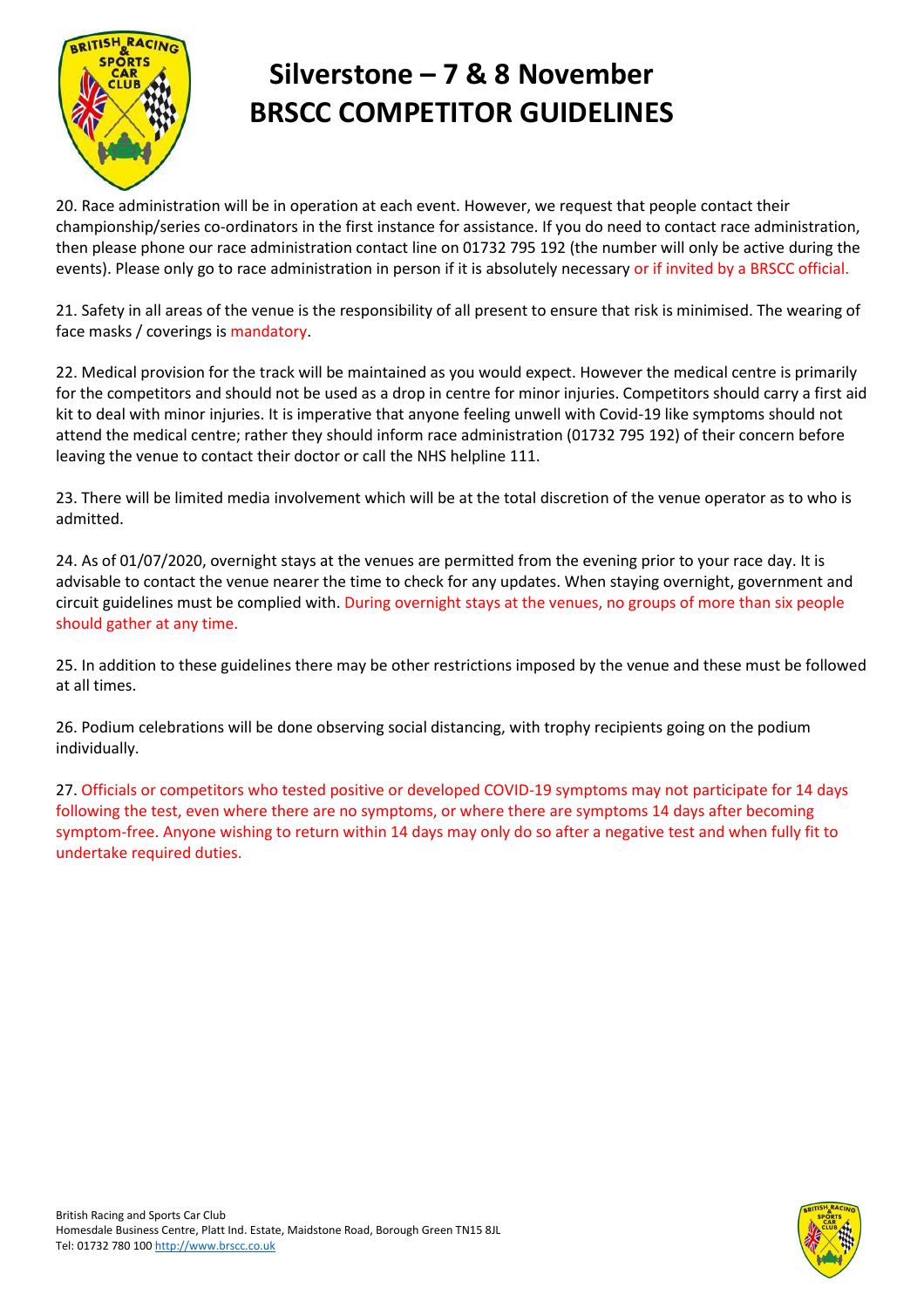# Silverstone – 7 & 8 November
# BRSCC COMPETITOR GUIDELINES

20. Race administration will be in operation at each event. However, we request that people contact their championship/series co-ordinators in the first instance for assistance. If you do need to contact race administration, then please phone our race administration contact line on 01732 795 192 (the number will only be active during the events). Please only go to race administration in person if it is absolutely necessary or if invited by a BRSCC official.

21. Safety in all areas of the venue is the responsibility of all present to ensure that risk is minimised. The wearing of face masks / coverings is mandatory.

22. Medical provision for the track will be maintained as you would expect. However the medical centre is primarily for the competitors and should not be used as a drop in centre for minor injuries. Competitors should carry a first aid kit to deal with minor injuries. It is imperative that anyone feeling unwell with Covid-19 like symptoms should not attend the medical centre; rather they should inform race administration (01732 795 192) of their concern before leaving the venue to contact their doctor or call the NHS helpline 111.

23. There will be limited media involvement which will be at the total discretion of the venue operator as to who is admitted.

24. As of 01/07/2020, overnight stays at the venues are permitted from the evening prior to your race day. It is advisable to contact the venue nearer the time to check for any updates. When staying overnight, government and circuit guidelines must be complied with. During overnight stays at the venues, no groups of more than six people should gather at any time.

25. In addition to these guidelines there may be other restrictions imposed by the venue and these must be followed at all times.

26. Podium celebrations will be done observing social distancing, with trophy recipients going on the podium individually.

27. Officials or competitors who tested positive or developed COVID-19 symptoms may not participate for 14 days following the test, even where there are no symptoms, or where there are symptoms 14 days after becoming symptom-free. Anyone wishing to return within 14 days may only do so after a negative test and when fully fit to undertake required duties.

British Racing and Sports Car Club
Homesdale Business Centre, Platt Ind. Estate, Maidstone Road, Borough Green TN15 8JL
Tel: 01732 780 100 http://www.brscc.co.uk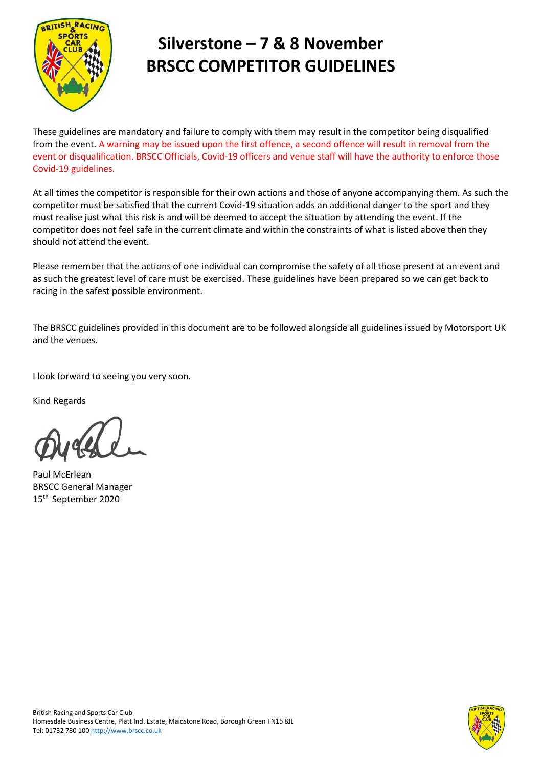# Silverstone – 7 & 8 November
# BRSCC COMPETITOR GUIDELINES

These guidelines are mandatory and failure to comply with them may result in the competitor being disqualified from the event. A warning may be issued upon the first offence, a second offence will result in removal from the event or disqualification. BRSCC Officials, Covid-19 officers and venue staff will have the authority to enforce those Covid-19 guidelines.

At all times the competitor is responsible for their own actions and those of anyone accompanying them. As such the competitor must be satisfied that the current Covid-19 situation adds an additional danger to the sport and they must realise just what this risk is and will be deemed to accept the situation by attending the event. If the competitor does not feel safe in the current climate and within the constraints of what is listed above then they should not attend the event.

Please remember that the actions of one individual can compromise the safety of all those present at an event and as such the greatest level of care must be exercised. These guidelines have been prepared so we can get back to racing in the safest possible environment.

The BRSCC guidelines provided in this document are to be followed alongside all guidelines issued by Motorsport UK and the venues.

I look forward to seeing you very soon.

Kind Regards

Paul McErlean
BRSCC General Manager
15th September 2020

British Racing and Sports Car Club
Homesdale Business Centre, Platt Ind. Estate, Maidstone Road, Borough Green TN15 8JL
Tel: 01732 780 100 http://www.brscc.co.uk